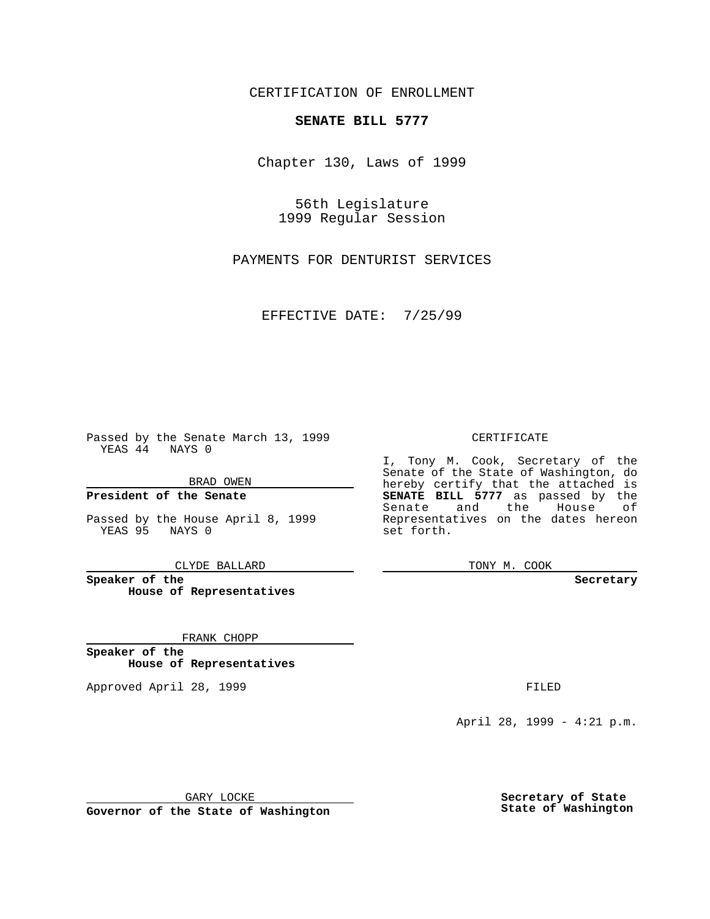CERTIFICATION OF ENROLLMENT

**SENATE BILL 5777**

Chapter 130, Laws of 1999

56th Legislature
1999 Regular Session

PAYMENTS FOR DENTURIST SERVICES

EFFECTIVE DATE: 7/25/99

Passed by the Senate March 13, 1999
YEAS 44 NAYS 0

BRAD OWEN

**President of the Senate**

Passed by the House April 8, 1999
YEAS 95 NAYS 0

CLYDE BALLARD

**Speaker of the House of Representatives**

FRANK CHOPP

**Speaker of the House of Representatives**

Approved April 28, 1999

GARY LOCKE

**Governor of the State of Washington**

CERTIFICATE

I, Tony M. Cook, Secretary of the Senate of the State of Washington, do hereby certify that the attached is **SENATE BILL 5777** as passed by the Senate and the House of Representatives on the dates hereon set forth.

TONY M. COOK

**Secretary**

FILED

April 28, 1999 - 4:21 p.m.

**Secretary of State**
**State of Washington**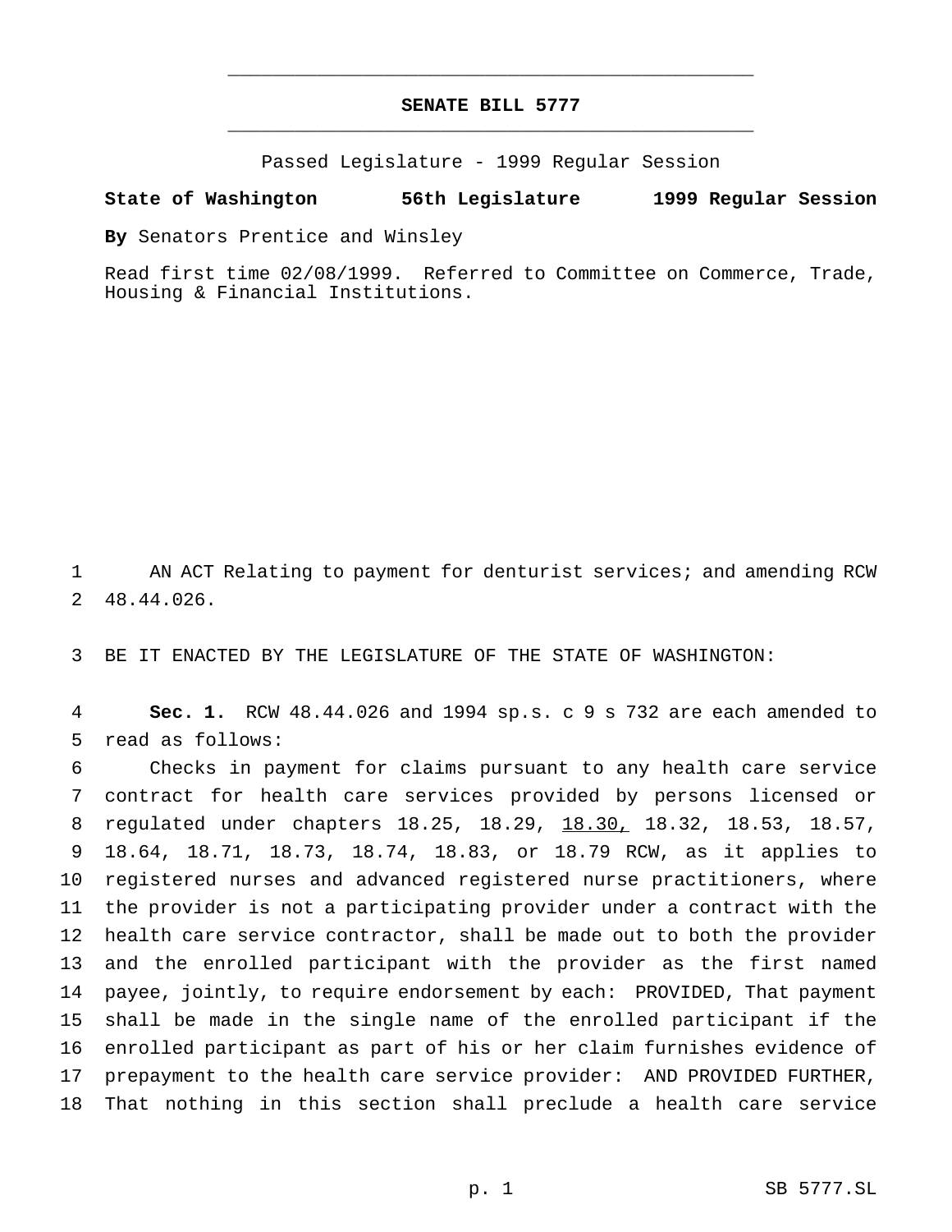# SENATE BILL 5777

Passed Legislature - 1999 Regular Session

**State of Washington 56th Legislature 1999 Regular Session**

**By** Senators Prentice and Winsley

Read first time 02/08/1999. Referred to Committee on Commerce, Trade, Housing & Financial Institutions.

1 AN ACT Relating to payment for denturist services; and amending RCW
2 48.44.026.

3 BE IT ENACTED BY THE LEGISLATURE OF THE STATE OF WASHINGTON:

4 **Sec. 1.** RCW 48.44.026 and 1994 sp.s. c 9 s 732 are each amended to
5 read as follows:

6 Checks in payment for claims pursuant to any health care service
7 contract for health care services provided by persons licensed or
8 regulated under chapters 18.25, 18.29, <u>18.30,</u> 18.32, 18.53, 18.57,
9 18.64, 18.71, 18.73, 18.74, 18.83, or 18.79 RCW, as it applies to
10 registered nurses and advanced registered nurse practitioners, where
11 the provider is not a participating provider under a contract with the
12 health care service contractor, shall be made out to both the provider
13 and the enrolled participant with the provider as the first named
14 payee, jointly, to require endorsement by each: PROVIDED, That payment
15 shall be made in the single name of the enrolled participant if the
16 enrolled participant as part of his or her claim furnishes evidence of
17 prepayment to the health care service provider: AND PROVIDED FURTHER,
18 That nothing in this section shall preclude a health care service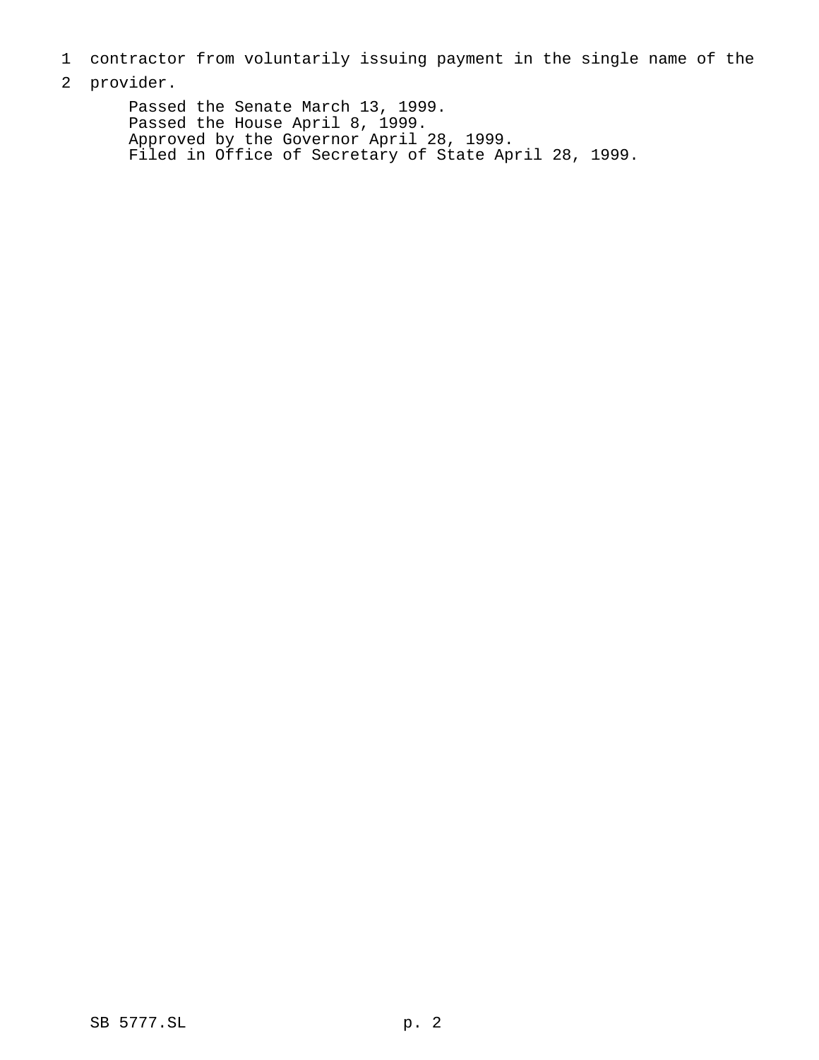contractor from voluntarily issuing payment in the single name of the provider.

Passed the Senate March 13, 1999.
Passed the House April 8, 1999.
Approved by the Governor April 28, 1999.
Filed in Office of Secretary of State April 28, 1999.